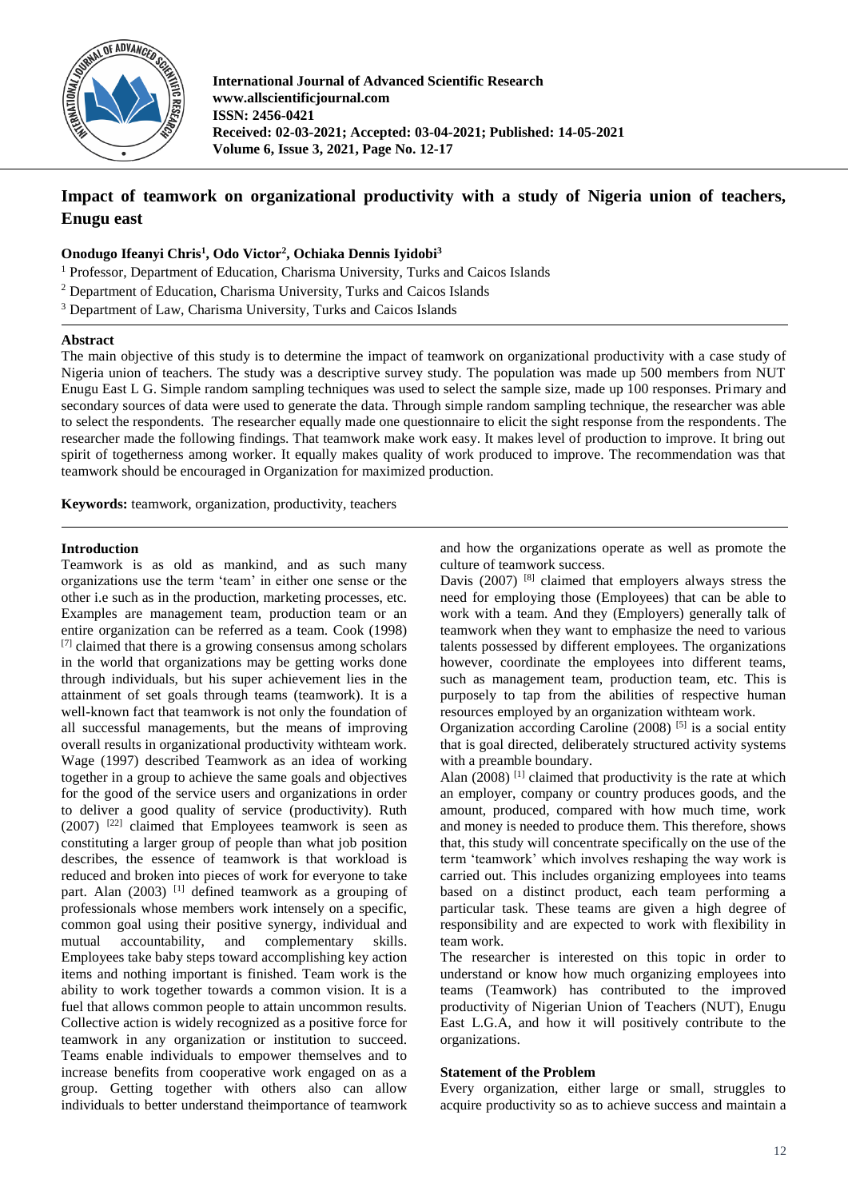# Impact of teamwork on organizational productivity with a study of Nigeria union of teachers, Enugu east

**Onodugo Ifeanyi Chris[1], Odo Victor[2], Ochiaka Dennis Iyidobi[3]**

[1] Professor, Department of Education, Charisma University, Turks and Caicos Islands
[2] Department of Education, Charisma University, Turks and Caicos Islands
[3] Department of Law, Charisma University, Turks and Caicos Islands

## Abstract

The main objective of this study is to determine the impact of teamwork on organizational productivity with a case study of Nigeria union of teachers. The study was a descriptive survey study. The population was made up 500 members from NUT Enugu East L G. Simple random sampling techniques was used to select the sample size, made up 100 responses. Primary and secondary sources of data were used to generate the data. Through simple random sampling technique, the researcher was able to select the respondents. The researcher equally made one questionnaire to elicit the sight response from the respondents. The researcher made the following findings. That teamwork make work easy. It makes level of production to improve. It bring out spirit of togetherness among worker. It equally makes quality of work produced to improve. The recommendation was that teamwork should be encouraged in Organization for maximized production.

**Keywords:** teamwork, organization, productivity, teachers

## Introduction

Teamwork is as old as mankind, and as such many organizations use the term 'team' in either one sense or the other i.e such as in the production, marketing processes, etc. Examples are management team, production team or an entire organization can be referred as a team. Cook (1998) [7] claimed that there is a growing consensus among scholars in the world that organizations may be getting works done through individuals, but his super achievement lies in the attainment of set goals through teams (teamwork). It is a well-known fact that teamwork is not only the foundation of all successful managements, but the means of improving overall results in organizational productivity withteam work. Wage (1997) described Teamwork as an idea of working together in a group to achieve the same goals and objectives for the good of the service users and organizations in order to deliver a good quality of service (productivity). Ruth (2007) [22] claimed that Employees teamwork is seen as constituting a larger group of people than what job position describes, the essence of teamwork is that workload is reduced and broken into pieces of work for everyone to take part. Alan (2003) [1] defined teamwork as a grouping of professionals whose members work intensely on a specific, common goal using their positive synergy, individual and mutual accountability, and complementary skills. Employees take baby steps toward accomplishing key action items and nothing important is finished. Team work is the ability to work together towards a common vision. It is a fuel that allows common people to attain uncommon results. Collective action is widely recognized as a positive force for teamwork in any organization or institution to succeed. Teams enable individuals to empower themselves and to increase benefits from cooperative work engaged on as a group. Getting together with others also can allow individuals to better understand theimportance of teamwork and how the organizations operate as well as promote the culture of teamwork success.

Davis (2007) [8] claimed that employers always stress the need for employing those (Employees) that can be able to work with a team. And they (Employers) generally talk of teamwork when they want to emphasize the need to various talents possessed by different employees. The organizations however, coordinate the employees into different teams, such as management team, production team, etc. This is purposely to tap from the abilities of respective human resources employed by an organization withteam work.

Organization according Caroline (2008) [5] is a social entity that is goal directed, deliberately structured activity systems with a preamble boundary.

Alan (2008) [1] claimed that productivity is the rate at which an employer, company or country produces goods, and the amount, produced, compared with how much time, work and money is needed to produce them. This therefore, shows that, this study will concentrate specifically on the use of the term 'teamwork' which involves reshaping the way work is carried out. This includes organizing employees into teams based on a distinct product, each team performing a particular task. These teams are given a high degree of responsibility and are expected to work with flexibility in team work.

The researcher is interested on this topic in order to understand or know how much organizing employees into teams (Teamwork) has contributed to the improved productivity of Nigerian Union of Teachers (NUT), Enugu East L.G.A, and how it will positively contribute to the organizations.

## Statement of the Problem

Every organization, either large or small, struggles to acquire productivity so as to achieve success and maintain a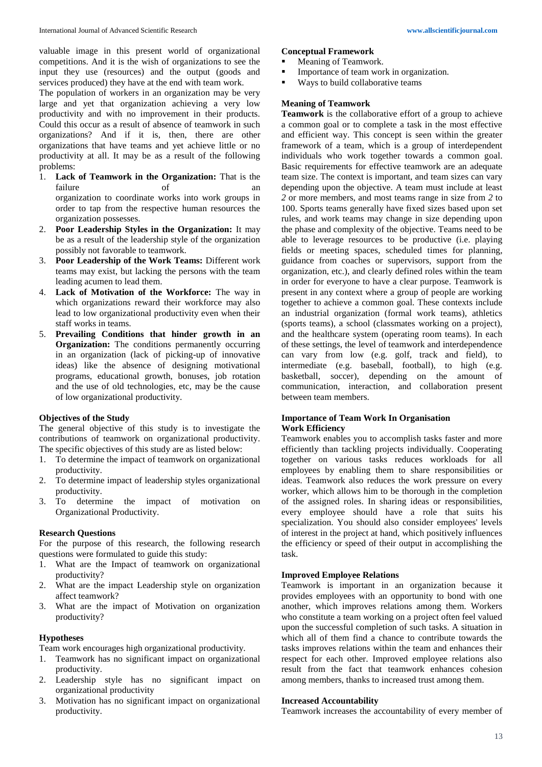valuable image in this present world of organizational competitions. And it is the wish of organizations to see the input they use (resources) and the output (goods and services produced) they have at the end with team work.

The population of workers in an organization may be very large and yet that organization achieving a very low productivity and with no improvement in their products. Could this occur as a result of absence of teamwork in such organizations? And if it is, then, there are other organizations that have teams and yet achieve little or no productivity at all. It may be as a result of the following problems:

1. **Lack of Teamwork in the Organization:** That is the failure of an organization to coordinate works into work groups in order to tap from the respective human resources the organization possesses.
2. **Poor Leadership Styles in the Organization:** It may be as a result of the leadership style of the organization possibly not favorable to teamwork.
3. **Poor Leadership of the Work Teams:** Different work teams may exist, but lacking the persons with the team leading acumen to lead them.
4. **Lack of Motivation of the Workforce:** The way in which organizations reward their workforce may also lead to low organizational productivity even when their staff works in teams.
5. **Prevailing Conditions that hinder growth in an Organization:** The conditions permanently occurring in an organization (lack of picking-up of innovative ideas) like the absence of designing motivational programs, educational growth, bonuses, job rotation and the use of old technologies, etc, may be the cause of low organizational productivity.

### Objectives of the Study

The general objective of this study is to investigate the contributions of teamwork on organizational productivity. The specific objectives of this study are as listed below:

1. To determine the impact of teamwork on organizational productivity.
2. To determine impact of leadership styles organizational productivity.
3. To determine the impact of motivation on Organizational Productivity.

### Research Questions

For the purpose of this research, the following research questions were formulated to guide this study:

1. What are the Impact of teamwork on organizational productivity?
2. What are the impact Leadership style on organization affect teamwork?
3. What are the impact of Motivation on organization productivity?

### Hypotheses

Team work encourages high organizational productivity.

1. Teamwork has no significant impact on organizational productivity.
2. Leadership style has no significant impact on organizational productivity
3. Motivation has no significant impact on organizational productivity.

### Conceptual Framework

- Meaning of Teamwork.
- Importance of team work in organization.
- Ways to build collaborative teams

### Meaning of Teamwork

**Teamwork** is the collaborative effort of a group to achieve a common goal or to complete a task in the most effective and efficient way. This concept is seen within the greater framework of a team, which is a group of interdependent individuals who work together towards a common goal. Basic requirements for effective teamwork are an adequate team size. The context is important, and team sizes can vary depending upon the objective. A team must include at least *2* or more members, and most teams range in size from *2* to 100. Sports teams generally have fixed sizes based upon set rules, and work teams may change in size depending upon the phase and complexity of the objective. Teams need to be able to leverage resources to be productive (i.e. playing fields or meeting spaces, scheduled times for planning, guidance from coaches or supervisors, support from the organization, etc.), and clearly defined roles within the team in order for everyone to have a clear purpose. Teamwork is present in any context where a group of people are working together to achieve a common goal. These contexts include an industrial organization (formal work teams), athletics (sports teams), a school (classmates working on a project), and the healthcare system (operating room teams). In each of these settings, the level of teamwork and interdependence can vary from low (e.g. golf, track and field), to intermediate (e.g. baseball, football), to high (e.g. basketball, soccer), depending on the amount of communication, interaction, and collaboration present between team members.

### Importance of Team Work In Organisation

#### Work Efficiency

Teamwork enables you to accomplish tasks faster and more efficiently than tackling projects individually. Cooperating together on various tasks reduces workloads for all employees by enabling them to share responsibilities or ideas. Teamwork also reduces the work pressure on every worker, which allows him to be thorough in the completion of the assigned roles. In sharing ideas or responsibilities, every employee should have a role that suits his specialization. You should also consider employees' levels of interest in the project at hand, which positively influences the efficiency or speed of their output in accomplishing the task.

#### Improved Employee Relations

Teamwork is important in an organization because it provides employees with an opportunity to bond with one another, which improves relations among them. Workers who constitute a team working on a project often feel valued upon the successful completion of such tasks. A situation in which all of them find a chance to contribute towards the tasks improves relations within the team and enhances their respect for each other. Improved employee relations also result from the fact that teamwork enhances cohesion among members, thanks to increased trust among them.

#### Increased Accountability

Teamwork increases the accountability of every member of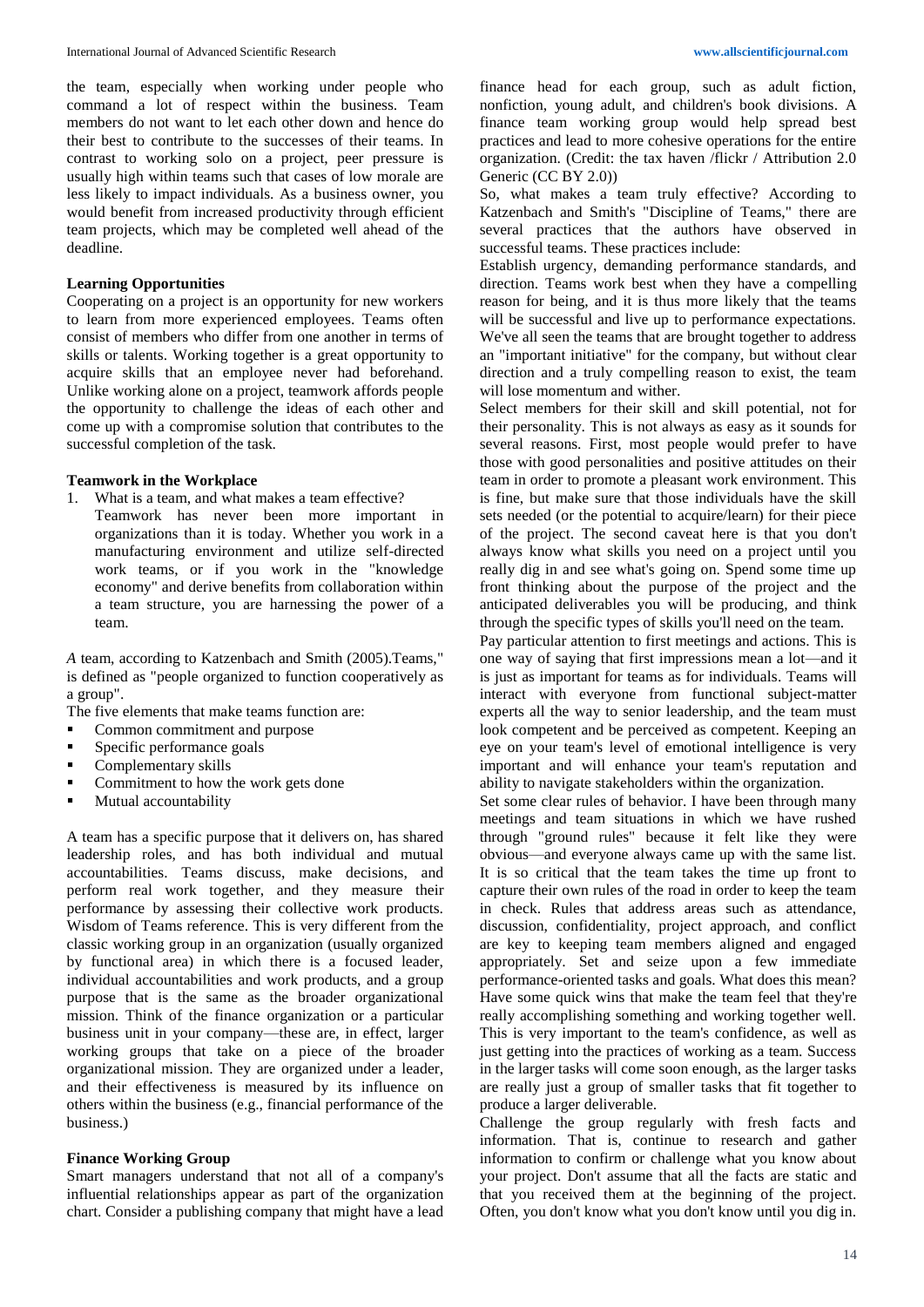the team, especially when working under people who command a lot of respect within the business. Team members do not want to let each other down and hence do their best to contribute to the successes of their teams. In contrast to working solo on a project, peer pressure is usually high within teams such that cases of low morale are less likely to impact individuals. As a business owner, you would benefit from increased productivity through efficient team projects, which may be completed well ahead of the deadline.

**Learning Opportunities**

Cooperating on a project is an opportunity for new workers to learn from more experienced employees. Teams often consist of members who differ from one another in terms of skills or talents. Working together is a great opportunity to acquire skills that an employee never had beforehand. Unlike working alone on a project, teamwork affords people the opportunity to challenge the ideas of each other and come up with a compromise solution that contributes to the successful completion of the task.

**Teamwork in the Workplace**

1. What is a team, and what makes a team effective?
   Teamwork has never been more important in organizations than it is today. Whether you work in a manufacturing environment and utilize self-directed work teams, or if you work in the "knowledge economy" and derive benefits from collaboration within a team structure, you are harnessing the power of a team.

*A* team, according to Katzenbach and Smith (2005).Teams," is defined as "people organized to function cooperatively as a group".

The five elements that make teams function are:

- Common commitment and purpose
- Specific performance goals
- Complementary skills
- Commitment to how the work gets done
- Mutual accountability

A team has a specific purpose that it delivers on, has shared leadership roles, and has both individual and mutual accountabilities. Teams discuss, make decisions, and perform real work together, and they measure their performance by assessing their collective work products. Wisdom of Teams reference. This is very different from the classic working group in an organization (usually organized by functional area) in which there is a focused leader, individual accountabilities and work products, and a group purpose that is the same as the broader organizational mission. Think of the finance organization or a particular business unit in your company—these are, in effect, larger working groups that take on a piece of the broader organizational mission. They are organized under a leader, and their effectiveness is measured by its influence on others within the business (e.g., financial performance of the business.)

**Finance Working Group**

Smart managers understand that not all of a company's influential relationships appear as part of the organization chart. Consider a publishing company that might have a lead finance head for each group, such as adult fiction, nonfiction, young adult, and children's book divisions. A finance team working group would help spread best practices and lead to more cohesive operations for the entire organization. (Credit: the tax haven /flickr / Attribution 2.0 Generic (CC BY 2.0))

So, what makes a team truly effective? According to Katzenbach and Smith's "Discipline of Teams," there are several practices that the authors have observed in successful teams. These practices include:

Establish urgency, demanding performance standards, and direction. Teams work best when they have a compelling reason for being, and it is thus more likely that the teams will be successful and live up to performance expectations. We've all seen the teams that are brought together to address an "important initiative" for the company, but without clear direction and a truly compelling reason to exist, the team will lose momentum and wither.

Select members for their skill and skill potential, not for their personality. This is not always as easy as it sounds for several reasons. First, most people would prefer to have those with good personalities and positive attitudes on their team in order to promote a pleasant work environment. This is fine, but make sure that those individuals have the skill sets needed (or the potential to acquire/learn) for their piece of the project. The second caveat here is that you don't always know what skills you need on a project until you really dig in and see what's going on. Spend some time up front thinking about the purpose of the project and the anticipated deliverables you will be producing, and think through the specific types of skills you'll need on the team.

Pay particular attention to first meetings and actions. This is one way of saying that first impressions mean a lot—and it is just as important for teams as for individuals. Teams will interact with everyone from functional subject-matter experts all the way to senior leadership, and the team must look competent and be perceived as competent. Keeping an eye on your team's level of emotional intelligence is very important and will enhance your team's reputation and ability to navigate stakeholders within the organization.

Set some clear rules of behavior. I have been through many meetings and team situations in which we have rushed through "ground rules" because it felt like they were obvious—and everyone always came up with the same list. It is so critical that the team takes the time up front to capture their own rules of the road in order to keep the team in check. Rules that address areas such as attendance, discussion, confidentiality, project approach, and conflict are key to keeping team members aligned and engaged appropriately. Set and seize upon a few immediate performance-oriented tasks and goals. What does this mean? Have some quick wins that make the team feel that they're really accomplishing something and working together well. This is very important to the team's confidence, as well as just getting into the practices of working as a team. Success in the larger tasks will come soon enough, as the larger tasks are really just a group of smaller tasks that fit together to produce a larger deliverable.

Challenge the group regularly with fresh facts and information. That is, continue to research and gather information to confirm or challenge what you know about your project. Don't assume that all the facts are static and that you received them at the beginning of the project. Often, you don't know what you don't know until you dig in.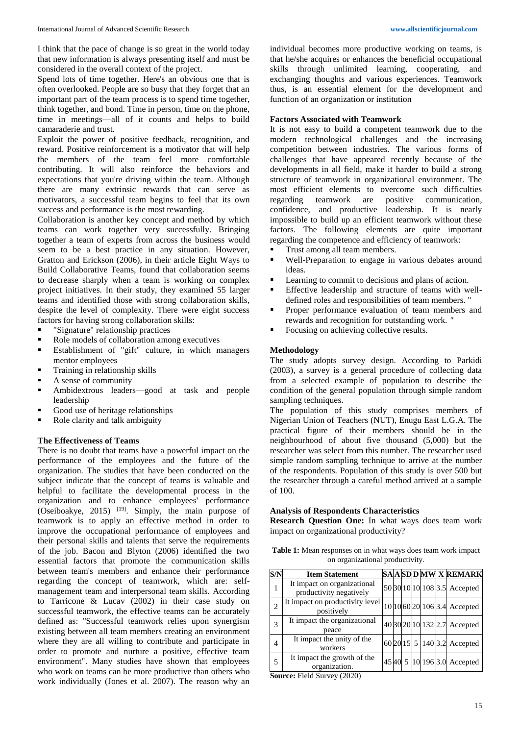I think that the pace of change is so great in the world today that new information is always presenting itself and must be considered in the overall context of the project.

Spend lots of time together. Here's an obvious one that is often overlooked. People are so busy that they forget that an important part of the team process is to spend time together, think together, and bond. Time in person, time on the phone, time in meetings—all of it counts and helps to build camaraderie and trust.

Exploit the power of positive feedback, recognition, and reward. Positive reinforcement is a motivator that will help the members of the team feel more comfortable contributing. It will also reinforce the behaviors and expectations that you're driving within the team. Although there are many extrinsic rewards that can serve as motivators, a successful team begins to feel that its own success and performance is the most rewarding.

Collaboration is another key concept and method by which teams can work together very successfully. Bringing together a team of experts from across the business would seem to be a best practice in any situation. However, Gratton and Erickson (2006), in their article Eight Ways to Build Collaborative Teams, found that collaboration seems to decrease sharply when a team is working on complex project initiatives. In their study, they examined 55 larger teams and identified those with strong collaboration skills, despite the level of complexity. There were eight success factors for having strong collaboration skills:

- "Signature" relationship practices
- Role models of collaboration among executives
- Establishment of "gift" culture, in which managers mentor employees
- Training in relationship skills
- A sense of community
- Ambidextrous leaders—good at task and people leadership
- Good use of heritage relationships
- Role clarity and talk ambiguity

### The Effectiveness of Teams

There is no doubt that teams have a powerful impact on the performance of the employees and the future of the organization. The studies that have been conducted on the subject indicate that the concept of teams is valuable and helpful to facilitate the developmental process in the organization and to enhance employees' performance (Oseiboakye, 2015) [19]. Simply, the main purpose of teamwork is to apply an effective method in order to improve the occupational performance of employees and their personal skills and talents that serve the requirements of the job. Bacon and Blyton (2006) identified the two essential factors that promote the communication skills between team's members and enhance their performance regarding the concept of teamwork, which are: self-management team and interpersonal team skills. According to Tarricone & Lucav (2002) in their case study on successful teamwork, the effective teams can be accurately defined as: "Successful teamwork relies upon synergism existing between all team members creating an environment where they are all willing to contribute and participate in order to promote and nurture a positive, effective team environment". Many studies have shown that employees who work on teams can be more productive than others who work individually (Jones et al. 2007). The reason why an individual becomes more productive working on teams, is that he/she acquires or enhances the beneficial occupational skills through unlimited learning, cooperating, and exchanging thoughts and various experiences. Teamwork thus, is an essential element for the development and function of an organization or institution

### Factors Associated with Teamwork

It is not easy to build a competent teamwork due to the modern technological challenges and the increasing competition between industries. The various forms of challenges that have appeared recently because of the developments in all field, make it harder to build a strong structure of teamwork in organizational environment. The most efficient elements to overcome such difficulties regarding teamwork are positive communication, confidence, and productive leadership. It is nearly impossible to build up an efficient teamwork without these factors. The following elements are quite important regarding the competence and efficiency of teamwork:

- Trust among all team members.
- Well-Preparation to engage in various debates around ideas.
- Learning to commit to decisions and plans of action.
- Effective leadership and structure of teams with well-defined roles and responsibilities of team members. "
- Proper performance evaluation of team members and rewards and recognition for outstanding work. "
- Focusing on achieving collective results.

### Methodology

The study adopts survey design. According to Parkidi (2003), a survey is a general procedure of collecting data from a selected example of population to describe the condition of the general population through simple random sampling techniques.

The population of this study comprises members of Nigerian Union of Teachers (NUT), Enugu East L.G.A. The practical figure of their members should be in the neighbourhood of about five thousand (5,000) but the researcher was select from this number. The researcher used simple random sampling technique to arrive at the number of the respondents. Population of this study is over 500 but the researcher through a careful method arrived at a sample of 100.

### Analysis of Respondents Characteristics

**Research Question One:** In what ways does team work impact on organizational productivity?

**Table 1:** Mean responses on in what ways does team work impact on organizational productivity.

| S/N | Item Statement | SA | A | SD | D | MW | X | REMARK |
|---|---|---|---|---|---|---|---|---|
| 1 | It impact on organizational productivity negatively | 50 | 30 | 10 | 10 | 108 | 3.5 | Accepted |
| 2 | It impact on productivity level positively | 10 | 10 | 60 | 20 | 106 | 3.4 | Accepted |
| 3 | It impact the organizational peace | 40 | 30 | 20 | 10 | 132 | 2.7 | Accepted |
| 4 | It impact the unity of the workers | 60 | 20 | 15 | 5 | 140 | 3.2 | Accepted |
| 5 | It impact the growth of the organization. | 45 | 40 | 5 | 10 | 196 | 3.0 | Accepted |

**Source:** Field Survey (2020)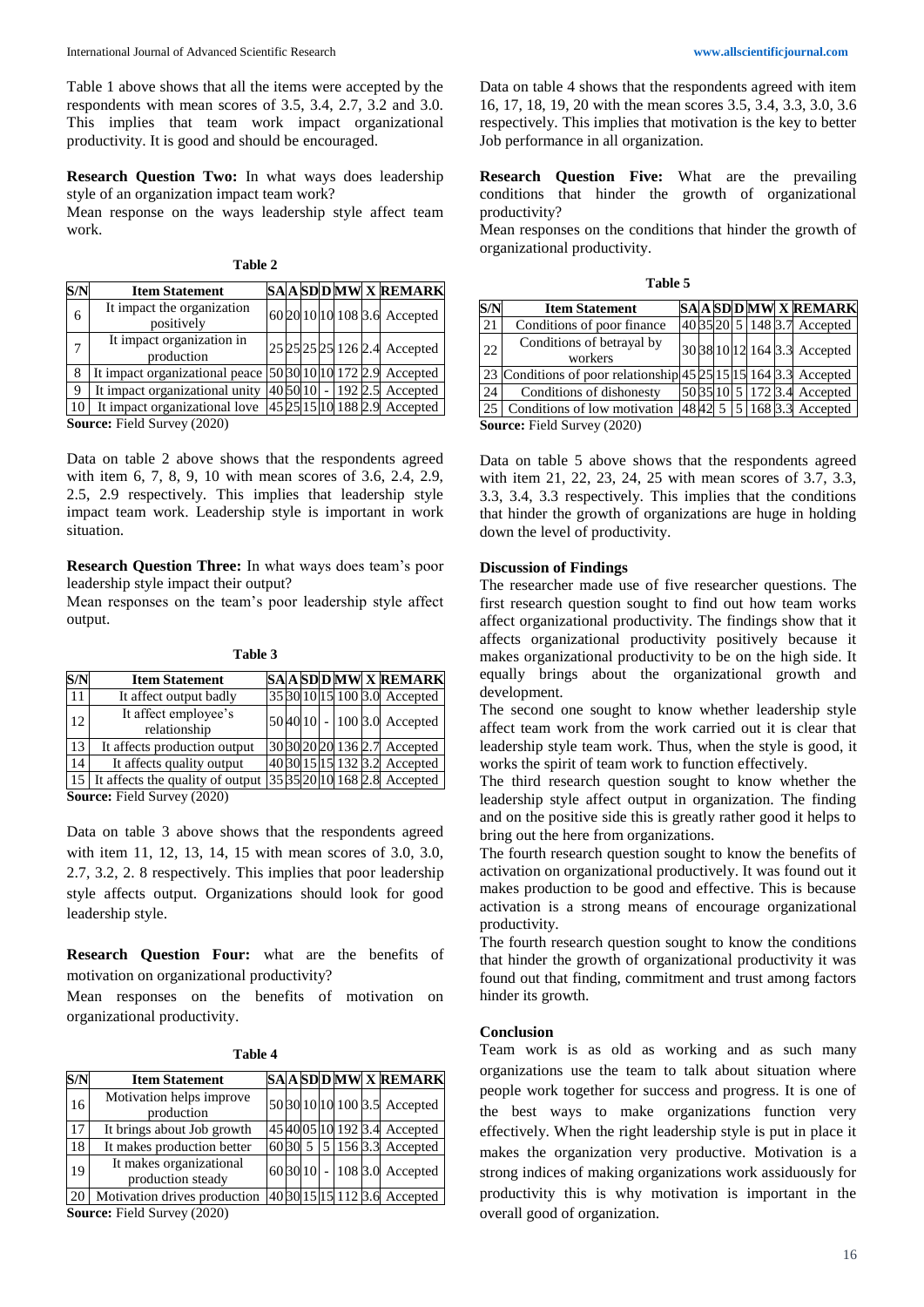Table 1 above shows that all the items were accepted by the respondents with mean scores of 3.5, 3.4, 2.7, 3.2 and 3.0. This implies that team work impact organizational productivity. It is good and should be encouraged.

**Research Question Two:** In what ways does leadership style of an organization impact team work?

Mean response on the ways leadership style affect team work.

**Table 2**

| S/N | Item Statement | SA | A | SD | D | MW | X | REMARK |
|---|---|---|---|---|---|---|---|---|
| 6 | It impact the organization positively | 60 | 20 | 10 | 10 | 108 | 3.6 | Accepted |
| 7 | It impact organization in production | 25 | 25 | 25 | 25 | 126 | 2.4 | Accepted |
| 8 | It impact organizational peace | 50 | 30 | 10 | 10 | 172 | 2.9 | Accepted |
| 9 | It impact organizational unity | 40 | 50 | 10 | - | 192 | 2.5 | Accepted |
| 10 | It impact organizational love | 45 | 25 | 15 | 10 | 188 | 2.9 | Accepted |

**Source:** Field Survey (2020)

Data on table 2 above shows that the respondents agreed with item 6, 7, 8, 9, 10 with mean scores of 3.6, 2.4, 2.9, 2.5, 2.9 respectively. This implies that leadership style impact team work. Leadership style is important in work situation.

**Research Question Three:** In what ways does team's poor leadership style impact their output?

Mean responses on the team's poor leadership style affect output.

**Table 3**

| S/N | Item Statement | SA | A | SD | D | MW | X | REMARK |
|---|---|---|---|---|---|---|---|---|
| 11 | It affect output badly | 35 | 30 | 10 | 15 | 100 | 3.0 | Accepted |
| 12 | It affect employee's relationship | 50 | 40 | 10 | - | 100 | 3.0 | Accepted |
| 13 | It affects production output | 30 | 30 | 20 | 20 | 136 | 2.7 | Accepted |
| 14 | It affects quality output | 40 | 30 | 15 | 15 | 132 | 3.2 | Accepted |
| 15 | It affects the quality of output | 35 | 35 | 20 | 10 | 168 | 2.8 | Accepted |

**Source:** Field Survey (2020)

Data on table 3 above shows that the respondents agreed with item 11, 12, 13, 14, 15 with mean scores of 3.0, 3.0, 2.7, 3.2, 2. 8 respectively. This implies that poor leadership style affects output. Organizations should look for good leadership style.

**Research Question Four:** what are the benefits of motivation on organizational productivity?

Mean responses on the benefits of motivation on organizational productivity.

**Table 4**

| S/N | Item Statement | SA | A | SD | D | MW | X | REMARK |
|---|---|---|---|---|---|---|---|---|
| 16 | Motivation helps improve production | 50 | 30 | 10 | 10 | 100 | 3.5 | Accepted |
| 17 | It brings about Job growth | 45 | 40 | 05 | 10 | 192 | 3.4 | Accepted |
| 18 | It makes production better | 60 | 30 | 5 | 5 | 156 | 3.3 | Accepted |
| 19 | It makes organizational production steady | 60 | 30 | 10 | - | 108 | 3.0 | Accepted |
| 20 | Motivation drives production | 40 | 30 | 15 | 15 | 112 | 3.6 | Accepted |

**Source:** Field Survey (2020)

Data on table 4 shows that the respondents agreed with item 16, 17, 18, 19, 20 with the mean scores 3.5, 3.4, 3.3, 3.0, 3.6 respectively. This implies that motivation is the key to better Job performance in all organization.

**Research Question Five:** What are the prevailing conditions that hinder the growth of organizational productivity?

Mean responses on the conditions that hinder the growth of organizational productivity.

**Table 5**

| S/N | Item Statement | SA | A | SD | D | MW | X | REMARK |
|---|---|---|---|---|---|---|---|---|
| 21 | Conditions of poor finance | 40 | 35 | 20 | 5 | 148 | 3.7 | Accepted |
| 22 | Conditions of betrayal by workers | 30 | 38 | 10 | 12 | 164 | 3.3 | Accepted |
| 23 | Conditions of poor relationship | 45 | 25 | 15 | 15 | 164 | 3.3 | Accepted |
| 24 | Conditions of dishonesty | 50 | 35 | 10 | 5 | 172 | 3.4 | Accepted |
| 25 | Conditions of low motivation | 48 | 42 | 5 | 5 | 168 | 3.3 | Accepted |

**Source:** Field Survey (2020)

Data on table 5 above shows that the respondents agreed with item 21, 22, 23, 24, 25 with mean scores of 3.7, 3.3, 3.3, 3.4, 3.3 respectively. This implies that the conditions that hinder the growth of organizations are huge in holding down the level of productivity.

## Discussion of Findings

The researcher made use of five researcher questions. The first research question sought to find out how team works affect organizational productivity. The findings show that it affects organizational productivity positively because it makes organizational productivity to be on the high side. It equally brings about the organizational growth and development.

The second one sought to know whether leadership style affect team work from the work carried out it is clear that leadership style team work. Thus, when the style is good, it works the spirit of team work to function effectively.

The third research question sought to know whether the leadership style affect output in organization. The finding and on the positive side this is greatly rather good it helps to bring out the here from organizations.

The fourth research question sought to know the benefits of activation on organizational productively. It was found out it makes production to be good and effective. This is because activation is a strong means of encourage organizational productivity.

The fourth research question sought to know the conditions that hinder the growth of organizational productivity it was found out that finding, commitment and trust among factors hinder its growth.

## Conclusion

Team work is as old as working and as such many organizations use the team to talk about situation where people work together for success and progress. It is one of the best ways to make organizations function very effectively. When the right leadership style is put in place it makes the organization very productive. Motivation is a strong indices of making organizations work assiduously for productivity this is why motivation is important in the overall good of organization.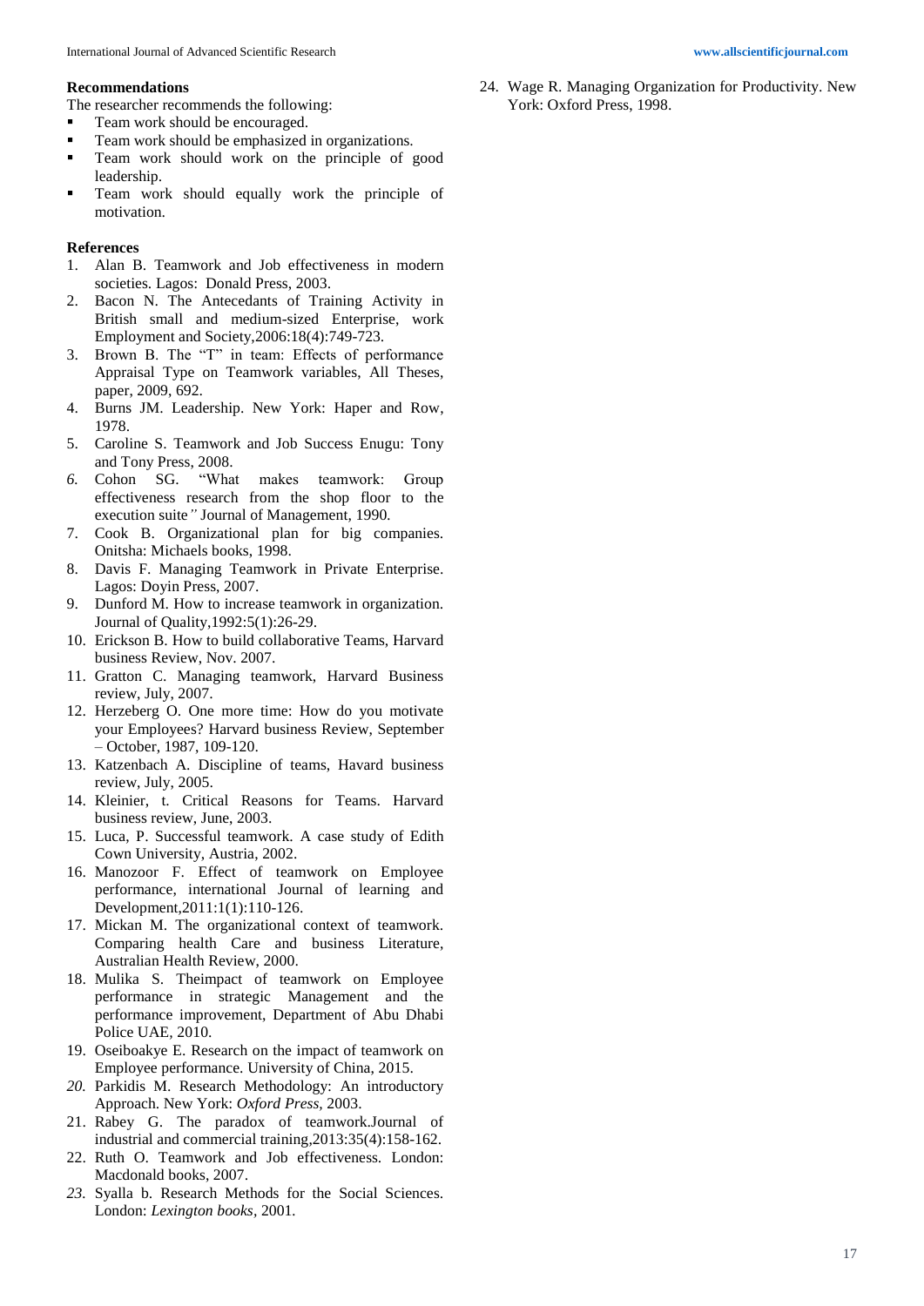## Recommendations

The researcher recommends the following:

- Team work should be encouraged.
- Team work should be emphasized in organizations.
- Team work should work on the principle of good leadership.
- Team work should equally work the principle of motivation.

## References

1. Alan B. Teamwork and Job effectiveness in modern societies. Lagos: Donald Press, 2003.
2. Bacon N. The Antecedants of Training Activity in British small and medium-sized Enterprise, work Employment and Society,2006:18(4):749-723.
3. Brown B. The "T" in team: Effects of performance Appraisal Type on Teamwork variables, All Theses, paper, 2009, 692.
4. Burns JM. Leadership. New York: Haper and Row, 1978.
5. Caroline S. Teamwork and Job Success Enugu: Tony and Tony Press, 2008.
6. Cohon SG. "What makes teamwork: Group effectiveness research from the shop floor to the execution suite*"* Journal of Management, 1990.
7. Cook B. Organizational plan for big companies. Onitsha: Michaels books, 1998.
8. Davis F. Managing Teamwork in Private Enterprise. Lagos: Doyin Press, 2007.
9. Dunford M. How to increase teamwork in organization. Journal of Quality,1992:5(1):26-29.
10. Erickson B. How to build collaborative Teams, Harvard business Review, Nov. 2007.
11. Gratton C. Managing teamwork, Harvard Business review, July, 2007.
12. Herzeberg O. One more time: How do you motivate your Employees? Harvard business Review, September – October, 1987, 109-120.
13. Katzenbach A. Discipline of teams, Havard business review, July, 2005.
14. Kleinier, t. Critical Reasons for Teams. Harvard business review, June, 2003.
15. Luca, P. Successful teamwork. A case study of Edith Cown University, Austria, 2002.
16. Manozoor F. Effect of teamwork on Employee performance, international Journal of learning and Development,2011:1(1):110-126.
17. Mickan M. The organizational context of teamwork. Comparing health Care and business Literature, Australian Health Review, 2000.
18. Mulika S. Theimpact of teamwork on Employee performance in strategic Management and the performance improvement, Department of Abu Dhabi Police UAE, 2010.
19. Oseiboakye E. Research on the impact of teamwork on Employee performance. University of China, 2015.
20. Parkidis M. Research Methodology: An introductory Approach. New York: *Oxford Press*, 2003.
21. Rabey G. The paradox of teamwork.Journal of industrial and commercial training,2013:35(4):158-162.
22. Ruth O. Teamwork and Job effectiveness. London: Macdonald books, 2007.
23. Syalla b. Research Methods for the Social Sciences. London: *Lexington books*, 2001.
24. Wage R. Managing Organization for Productivity. New York: Oxford Press, 1998.